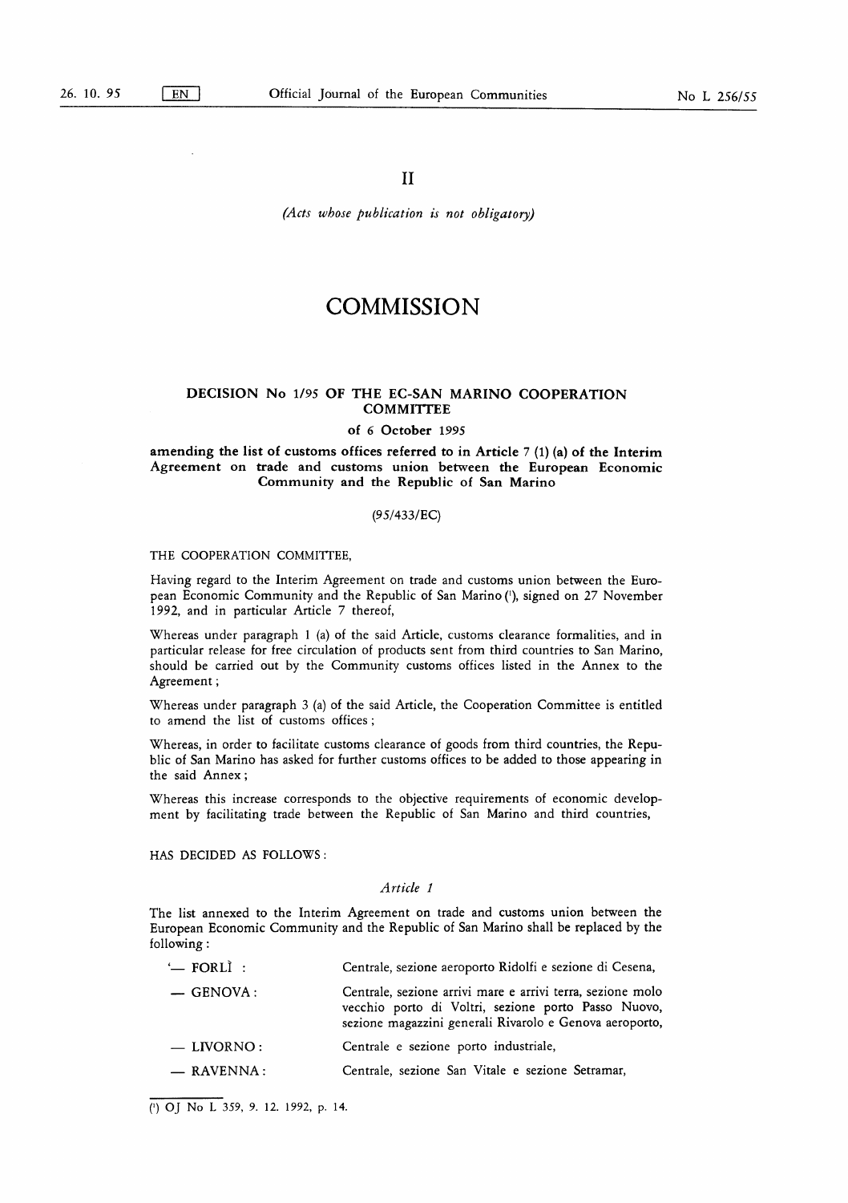II

*(Acts whose publication is not obligatory)*

# COMMISSION

## DECISION No 1/95 OF THE EC-SAN MARINO COOPERATION COMMITTEE

### of 6 October 1995

### amending the list of customs offices referred to in Article 7 (1) (a) of the Interim Agreement on trade and customs union between the European Economic Community and the Republic of San Marino

(95/433/EC)

THE COOPERATION COMMITTEE,

Having regard to the Interim Agreement on trade and customs union between the European Economic Community and the Republic of San Marino [1], signed on 27 November 1992, and in particular Article 7 thereof,

Whereas under paragraph 1 (a) of the said Article, customs clearance formalities, and in particular release for free circulation of products sent from third countries to San Marino, should be carried out by the Community customs offices listed in the Annex to the Agreement;

Whereas under paragraph 3 (a) of the said Article, the Cooperation Committee is entitled to amend the list of customs offices;

Whereas, in order to facilitate customs clearance of goods from third countries, the Republic of San Marino has asked for further customs offices to be added to those appearing in the said Annex;

Whereas this increase corresponds to the objective requirements of economic development by facilitating trade between the Republic of San Marino and third countries,

HAS DECIDED AS FOLLOWS:

*Article 1*

The list annexed to the Interim Agreement on trade and customs union between the European Economic Community and the Republic of San Marino shall be replaced by the following:

'— FORLÌ: Centrale, sezione aeroporto Ridolfi e sezione di Cesena,

— GENOVA: Centrale, sezione arrivi mare e arrivi terra, sezione molo vecchio porto di Voltri, sezione porto Passo Nuovo, sezione magazzini generali Rivarolo e Genova aeroporto,

— LIVORNO: Centrale e sezione porto industriale,

— RAVENNA: Centrale, sezione San Vitale e sezione Setramar,

---

[1] OJ No L 359, 9. 12. 1992, p. 14.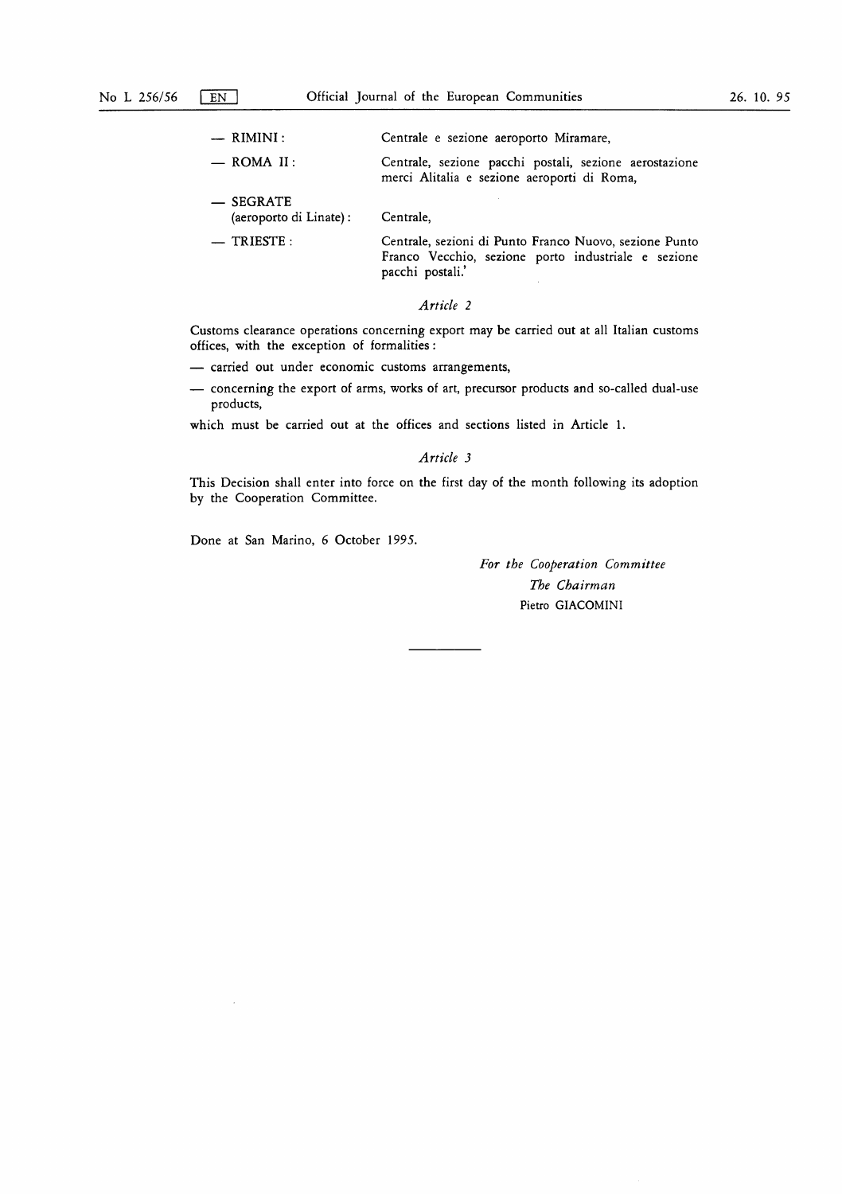— RIMINI: Centrale e sezione aeroporto Miramare,

— ROMA II: Centrale, sezione pacchi postali, sezione aerostazione merci Alitalia e sezione aeroporti di Roma,

— SEGRATE (aeroporto di Linate): Centrale,

— TRIESTE: Centrale, sezioni di Punto Franco Nuovo, sezione Punto Franco Vecchio, sezione porto industriale e sezione pacchi postali.'

### *Article 2*

Customs clearance operations concerning export may be carried out at all Italian customs offices, with the exception of formalities:

— carried out under economic customs arrangements,

— concerning the export of arms, works of art, precursor products and so-called dual-use products,

which must be carried out at the offices and sections listed in Article 1.

### *Article 3*

This Decision shall enter into force on the first day of the month following its adoption by the Cooperation Committee.

Done at San Marino, 6 October 1995.

*For the Cooperation Committee*

*The Chairman*

Pietro GIACOMINI